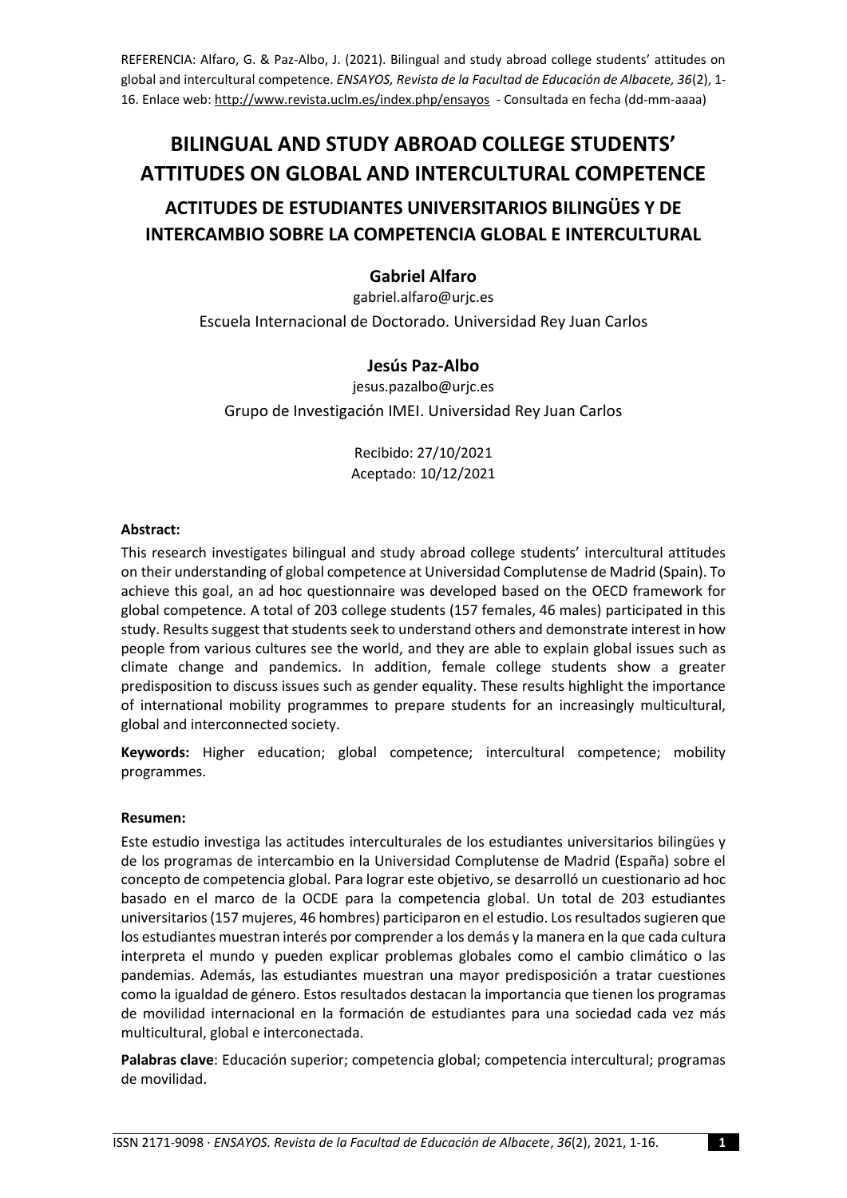REFERENCIA: Alfaro, G. & Paz-Albo, J. (2021). Bilingual and study abroad college students' attitudes on global and intercultural competence. *ENSAYOS, Revista de la Facultad de Educación de Albacete, 36*(2), 1-16. Enlace web: http://www.revista.uclm.es/index.php/ensayos - Consultada en fecha (dd-mm-aaaa)

# BILINGUAL AND STUDY ABROAD COLLEGE STUDENTS' ATTITUDES ON GLOBAL AND INTERCULTURAL COMPETENCE

## ACTITUDES DE ESTUDIANTES UNIVERSITARIOS BILINGÜES Y DE INTERCAMBIO SOBRE LA COMPETENCIA GLOBAL E INTERCULTURAL

**Gabriel Alfaro**

gabriel.alfaro@urjc.es

Escuela Internacional de Doctorado. Universidad Rey Juan Carlos

**Jesús Paz-Albo**

jesus.pazalbo@urjc.es

Grupo de Investigación IMEI. Universidad Rey Juan Carlos

Recibido: 27/10/2021
Aceptado: 10/12/2021

**Abstract:**

This research investigates bilingual and study abroad college students' intercultural attitudes on their understanding of global competence at Universidad Complutense de Madrid (Spain). To achieve this goal, an ad hoc questionnaire was developed based on the OECD framework for global competence. A total of 203 college students (157 females, 46 males) participated in this study. Results suggest that students seek to understand others and demonstrate interest in how people from various cultures see the world, and they are able to explain global issues such as climate change and pandemics. In addition, female college students show a greater predisposition to discuss issues such as gender equality. These results highlight the importance of international mobility programmes to prepare students for an increasingly multicultural, global and interconnected society.

**Keywords:** Higher education; global competence; intercultural competence; mobility programmes.

**Resumen:**

Este estudio investiga las actitudes interculturales de los estudiantes universitarios bilingües y de los programas de intercambio en la Universidad Complutense de Madrid (España) sobre el concepto de competencia global. Para lograr este objetivo, se desarrolló un cuestionario ad hoc basado en el marco de la OCDE para la competencia global. Un total de 203 estudiantes universitarios (157 mujeres, 46 hombres) participaron en el estudio. Los resultados sugieren que los estudiantes muestran interés por comprender a los demás y la manera en la que cada cultura interpreta el mundo y pueden explicar problemas globales como el cambio climático o las pandemias. Además, las estudiantes muestran una mayor predisposición a tratar cuestiones como la igualdad de género. Estos resultados destacan la importancia que tienen los programas de movilidad internacional en la formación de estudiantes para una sociedad cada vez más multicultural, global e interconectada.

**Palabras clave**: Educación superior; competencia global; competencia intercultural; programas de movilidad.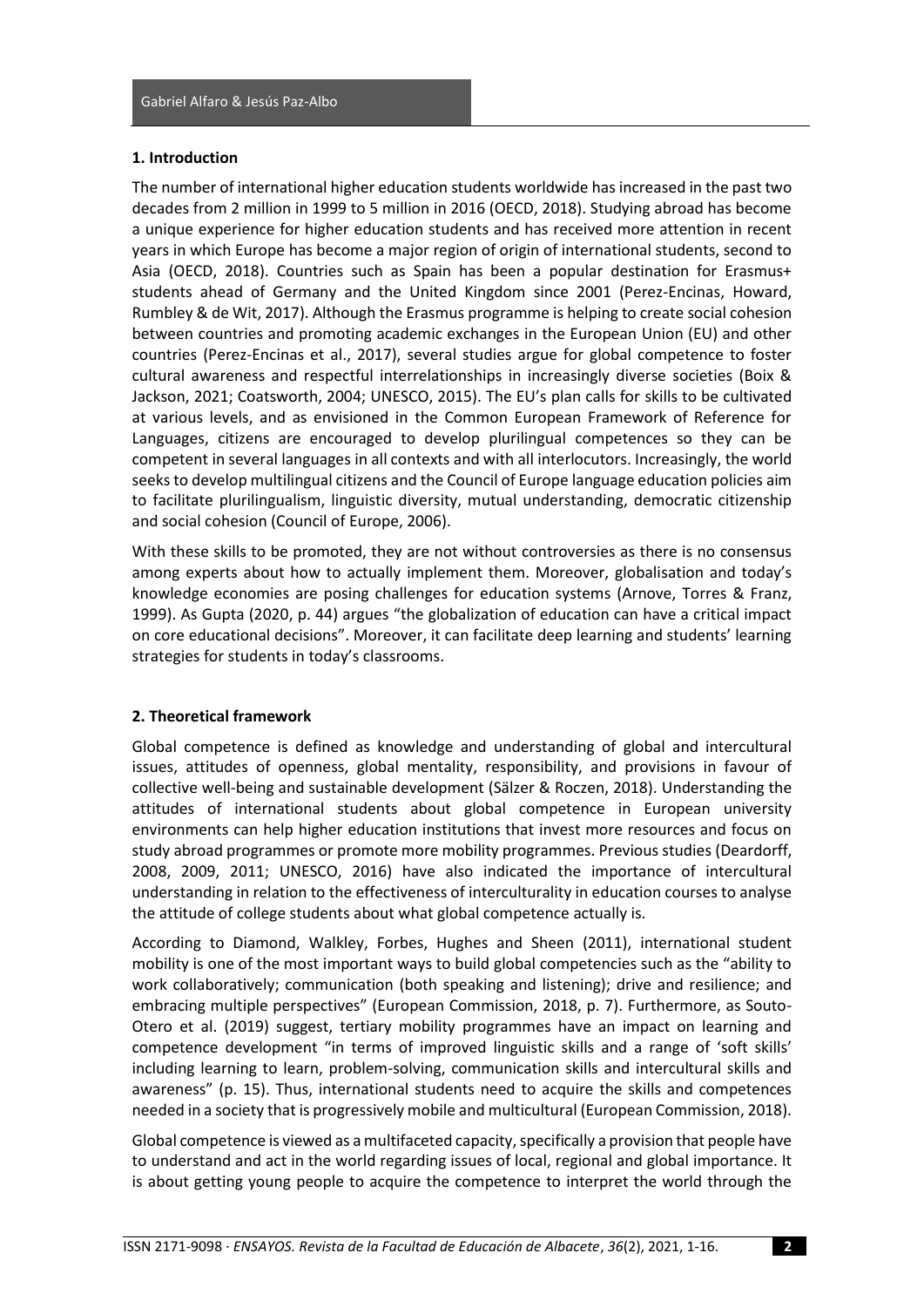## 1. Introduction

The number of international higher education students worldwide has increased in the past two decades from 2 million in 1999 to 5 million in 2016 (OECD, 2018). Studying abroad has become a unique experience for higher education students and has received more attention in recent years in which Europe has become a major region of origin of international students, second to Asia (OECD, 2018). Countries such as Spain has been a popular destination for Erasmus+ students ahead of Germany and the United Kingdom since 2001 (Perez-Encinas, Howard, Rumbley & de Wit, 2017). Although the Erasmus programme is helping to create social cohesion between countries and promoting academic exchanges in the European Union (EU) and other countries (Perez-Encinas et al., 2017), several studies argue for global competence to foster cultural awareness and respectful interrelationships in increasingly diverse societies (Boix & Jackson, 2021; Coatsworth, 2004; UNESCO, 2015). The EU's plan calls for skills to be cultivated at various levels, and as envisioned in the Common European Framework of Reference for Languages, citizens are encouraged to develop plurilingual competences so they can be competent in several languages in all contexts and with all interlocutors. Increasingly, the world seeks to develop multilingual citizens and the Council of Europe language education policies aim to facilitate plurilingualism, linguistic diversity, mutual understanding, democratic citizenship and social cohesion (Council of Europe, 2006).

With these skills to be promoted, they are not without controversies as there is no consensus among experts about how to actually implement them. Moreover, globalisation and today's knowledge economies are posing challenges for education systems (Arnove, Torres & Franz, 1999). As Gupta (2020, p. 44) argues "the globalization of education can have a critical impact on core educational decisions". Moreover, it can facilitate deep learning and students' learning strategies for students in today's classrooms.

## 2. Theoretical framework

Global competence is defined as knowledge and understanding of global and intercultural issues, attitudes of openness, global mentality, responsibility, and provisions in favour of collective well-being and sustainable development (Sälzer & Roczen, 2018). Understanding the attitudes of international students about global competence in European university environments can help higher education institutions that invest more resources and focus on study abroad programmes or promote more mobility programmes. Previous studies (Deardorff, 2008, 2009, 2011; UNESCO, 2016) have also indicated the importance of intercultural understanding in relation to the effectiveness of interculturality in education courses to analyse the attitude of college students about what global competence actually is.

According to Diamond, Walkley, Forbes, Hughes and Sheen (2011), international student mobility is one of the most important ways to build global competencies such as the "ability to work collaboratively; communication (both speaking and listening); drive and resilience; and embracing multiple perspectives" (European Commission, 2018, p. 7). Furthermore, as Souto-Otero et al. (2019) suggest, tertiary mobility programmes have an impact on learning and competence development "in terms of improved linguistic skills and a range of 'soft skills' including learning to learn, problem-solving, communication skills and intercultural skills and awareness" (p. 15). Thus, international students need to acquire the skills and competences needed in a society that is progressively mobile and multicultural (European Commission, 2018).

Global competence is viewed as a multifaceted capacity, specifically a provision that people have to understand and act in the world regarding issues of local, regional and global importance. It is about getting young people to acquire the competence to interpret the world through the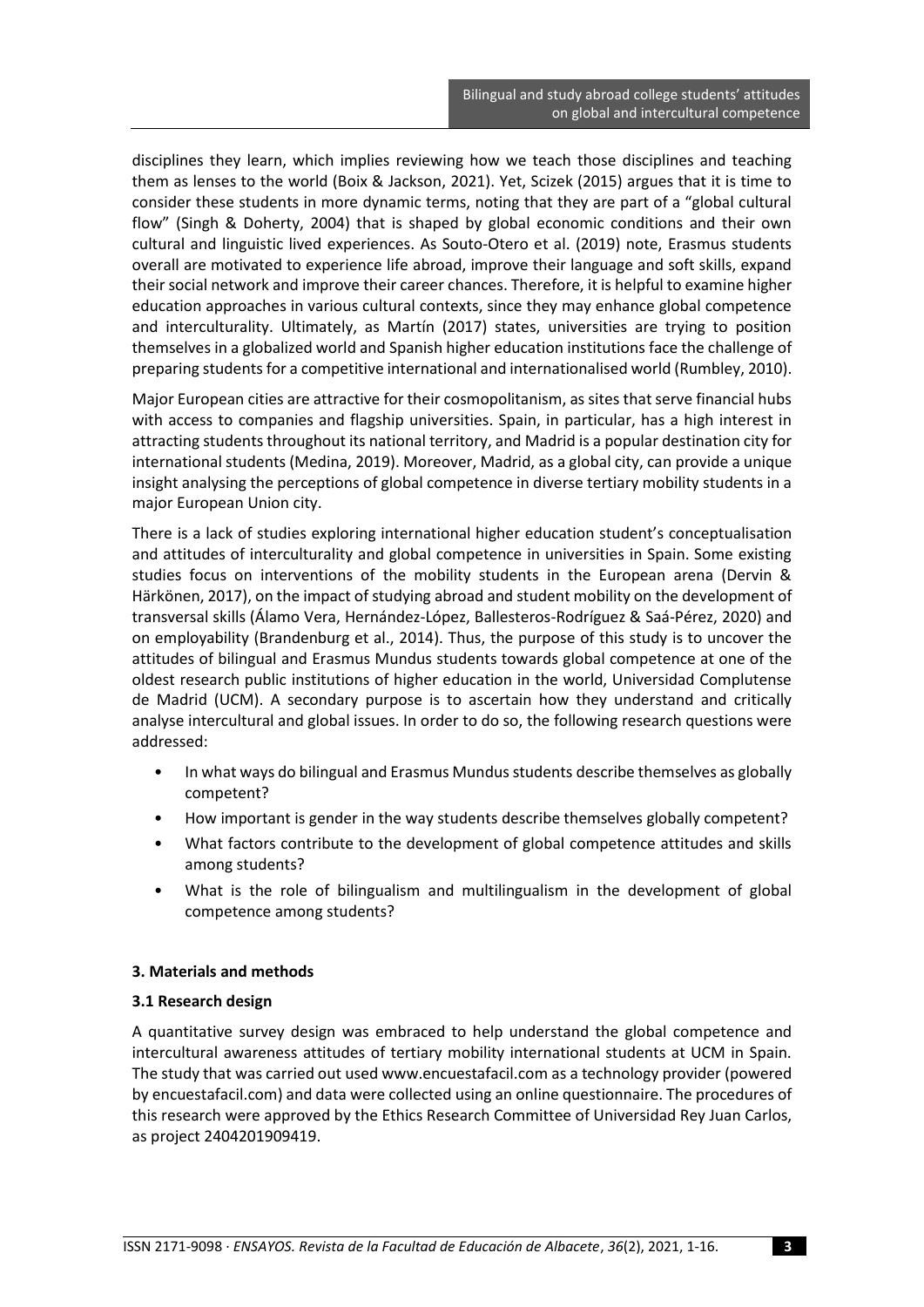disciplines they learn, which implies reviewing how we teach those disciplines and teaching them as lenses to the world (Boix & Jackson, 2021). Yet, Scizek (2015) argues that it is time to consider these students in more dynamic terms, noting that they are part of a "global cultural flow" (Singh & Doherty, 2004) that is shaped by global economic conditions and their own cultural and linguistic lived experiences. As Souto-Otero et al. (2019) note, Erasmus students overall are motivated to experience life abroad, improve their language and soft skills, expand their social network and improve their career chances. Therefore, it is helpful to examine higher education approaches in various cultural contexts, since they may enhance global competence and interculturality. Ultimately, as Martín (2017) states, universities are trying to position themselves in a globalized world and Spanish higher education institutions face the challenge of preparing students for a competitive international and internationalised world (Rumbley, 2010).

Major European cities are attractive for their cosmopolitanism, as sites that serve financial hubs with access to companies and flagship universities. Spain, in particular, has a high interest in attracting students throughout its national territory, and Madrid is a popular destination city for international students (Medina, 2019). Moreover, Madrid, as a global city, can provide a unique insight analysing the perceptions of global competence in diverse tertiary mobility students in a major European Union city.

There is a lack of studies exploring international higher education student's conceptualisation and attitudes of interculturality and global competence in universities in Spain. Some existing studies focus on interventions of the mobility students in the European arena (Dervin & Härkönen, 2017), on the impact of studying abroad and student mobility on the development of transversal skills (Álamo Vera, Hernández-López, Ballesteros-Rodríguez & Saá-Pérez, 2020) and on employability (Brandenburg et al., 2014). Thus, the purpose of this study is to uncover the attitudes of bilingual and Erasmus Mundus students towards global competence at one of the oldest research public institutions of higher education in the world, Universidad Complutense de Madrid (UCM). A secondary purpose is to ascertain how they understand and critically analyse intercultural and global issues. In order to do so, the following research questions were addressed:

- In what ways do bilingual and Erasmus Mundus students describe themselves as globally competent?
- How important is gender in the way students describe themselves globally competent?
- What factors contribute to the development of global competence attitudes and skills among students?
- What is the role of bilingualism and multilingualism in the development of global competence among students?

## 3. Materials and methods

### 3.1 Research design

A quantitative survey design was embraced to help understand the global competence and intercultural awareness attitudes of tertiary mobility international students at UCM in Spain. The study that was carried out used www.encuestafacil.com as a technology provider (powered by encuestafacil.com) and data were collected using an online questionnaire. The procedures of this research were approved by the Ethics Research Committee of Universidad Rey Juan Carlos, as project 2404201909419.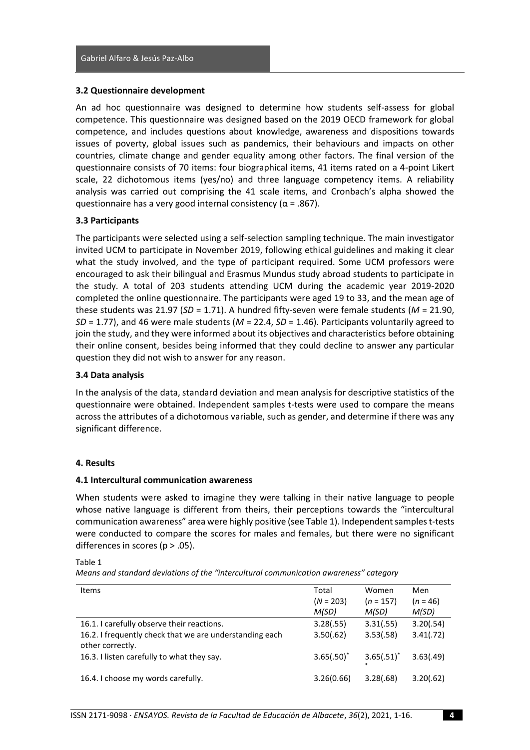### 3.2 Questionnaire development

An ad hoc questionnaire was designed to determine how students self-assess for global competence. This questionnaire was designed based on the 2019 OECD framework for global competence, and includes questions about knowledge, awareness and dispositions towards issues of poverty, global issues such as pandemics, their behaviours and impacts on other countries, climate change and gender equality among other factors. The final version of the questionnaire consists of 70 items: four biographical items, 41 items rated on a 4-point Likert scale, 22 dichotomous items (yes/no) and three language competency items. A reliability analysis was carried out comprising the 41 scale items, and Cronbach's alpha showed the questionnaire has a very good internal consistency ($\alpha = .867$).

### 3.3 Participants

The participants were selected using a self-selection sampling technique. The main investigator invited UCM to participate in November 2019, following ethical guidelines and making it clear what the study involved, and the type of participant required. Some UCM professors were encouraged to ask their bilingual and Erasmus Mundus study abroad students to participate in the study. A total of 203 students attending UCM during the academic year 2019-2020 completed the online questionnaire. The participants were aged 19 to 33, and the mean age of these students was 21.97 (*SD* = 1.71). A hundred fifty-seven were female students (*M* = 21.90, *SD* = 1.77), and 46 were male students (*M* = 22.4, *SD* = 1.46). Participants voluntarily agreed to join the study, and they were informed about its objectives and characteristics before obtaining their online consent, besides being informed that they could decline to answer any particular question they did not wish to answer for any reason.

### 3.4 Data analysis

In the analysis of the data, standard deviation and mean analysis for descriptive statistics of the questionnaire were obtained. Independent samples t-tests were used to compare the means across the attributes of a dichotomous variable, such as gender, and determine if there was any significant difference.

## 4. Results

### 4.1 Intercultural communication awareness

When students were asked to imagine they were talking in their native language to people whose native language is different from theirs, their perceptions towards the "intercultural communication awareness" area were highly positive (see Table 1). Independent samples t-tests were conducted to compare the scores for males and females, but there were no significant differences in scores ($p > .05$).

Table 1
*Means and standard deviations of the "intercultural communication awareness" category*

| Items | Total (*N* = 203) *M(SD)* | Women (*n* = 157) *M(SD)* | Men (*n* = 46) *M(SD)* |
|---|---|---|---|
| 16.1. I carefully observe their reactions. | 3.28(.55) | 3.31(.55) | 3.20(.54) |
| 16.2. I frequently check that we are understanding each other correctly. | 3.50(.62) | 3.53(.58) | 3.41(.72) |
| 16.3. I listen carefully to what they say. | 3.65(.50)* | 3.65(.51)** | 3.63(.49) |
| 16.4. I choose my words carefully. | 3.26(0.66) | 3.28(.68) | 3.20(.62) |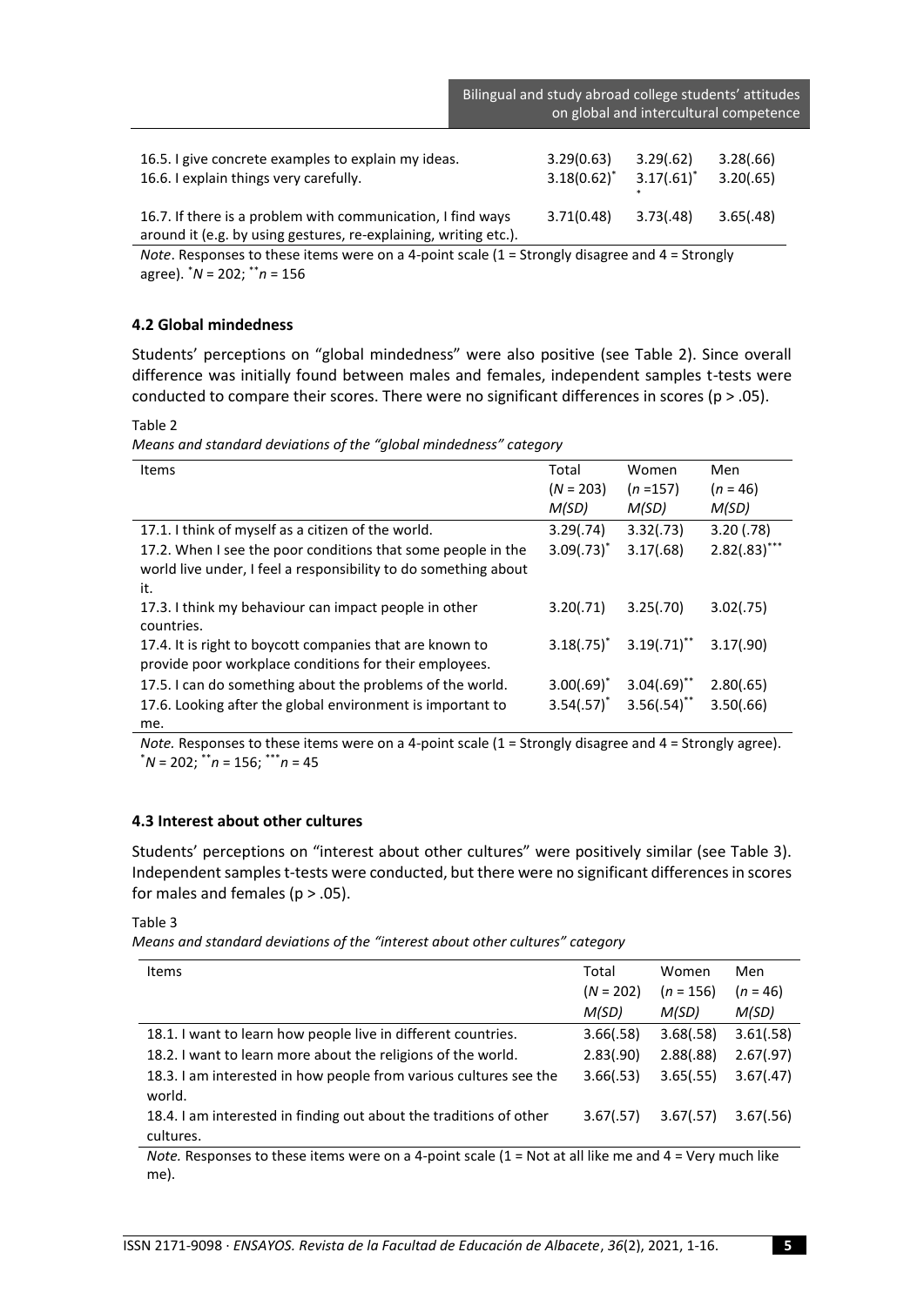| | | | |
|---|---|---|---|
| 16.5. I give concrete examples to explain my ideas. | 3.29(0.63) | 3.29(.62) | 3.28(.66) |
| 16.6. I explain things very carefully. | 3.18(0.62)* | 3.17(.61)** | 3.20(.65) |
| 16.7. If there is a problem with communication, I find ways around it (e.g. by using gestures, re-explaining, writing etc.). | 3.71(0.48) | 3.73(.48) | 3.65(.48) |

*Note*. Responses to these items were on a 4-point scale (1 = Strongly disagree and 4 = Strongly agree). *$N$ = 202; **$n$ = 156

### 4.2 Global mindedness

Students' perceptions on "global mindedness" were also positive (see Table 2). Since overall difference was initially found between males and females, independent samples t-tests were conducted to compare their scores. There were no significant differences in scores ($p > .05$).

Table 2

*Means and standard deviations of the "global mindedness" category*

| Items | Total ($N$ = 203) *M(SD)* | Women ($n$ =157) *M(SD)* | Men ($n$ = 46) *M(SD)* |
|---|---|---|---|
| 17.1. I think of myself as a citizen of the world. | 3.29(.74) | 3.32(.73) | 3.20 (.78) |
| 17.2. When I see the poor conditions that some people in the world live under, I feel a responsibility to do something about it. | 3.09(.73)* | 3.17(.68) | 2.82(.83)*** |
| 17.3. I think my behaviour can impact people in other countries. | 3.20(.71) | 3.25(.70) | 3.02(.75) |
| 17.4. It is right to boycott companies that are known to provide poor workplace conditions for their employees. | 3.18(.75)* | 3.19(.71)** | 3.17(.90) |
| 17.5. I can do something about the problems of the world. | 3.00(.69)* | 3.04(.69)** | 2.80(.65) |
| 17.6. Looking after the global environment is important to me. | 3.54(.57)* | 3.56(.54)** | 3.50(.66) |

*Note.* Responses to these items were on a 4-point scale (1 = Strongly disagree and 4 = Strongly agree). *$N$ = 202; **$n$ = 156; ***$n$ = 45

### 4.3 Interest about other cultures

Students' perceptions on "interest about other cultures" were positively similar (see Table 3). Independent samples t-tests were conducted, but there were no significant differences in scores for males and females ($p > .05$).

Table 3

*Means and standard deviations of the "interest about other cultures" category*

| Items | Total ($N$ = 202) *M(SD)* | Women ($n$ = 156) *M(SD)* | Men ($n$ = 46) *M(SD)* |
|---|---|---|---|
| 18.1. I want to learn how people live in different countries. | 3.66(.58) | 3.68(.58) | 3.61(.58) |
| 18.2. I want to learn more about the religions of the world. | 2.83(.90) | 2.88(.88) | 2.67(.97) |
| 18.3. I am interested in how people from various cultures see the world. | 3.66(.53) | 3.65(.55) | 3.67(.47) |
| 18.4. I am interested in finding out about the traditions of other cultures. | 3.67(.57) | 3.67(.57) | 3.67(.56) |

*Note.* Responses to these items were on a 4-point scale (1 = Not at all like me and 4 = Very much like me).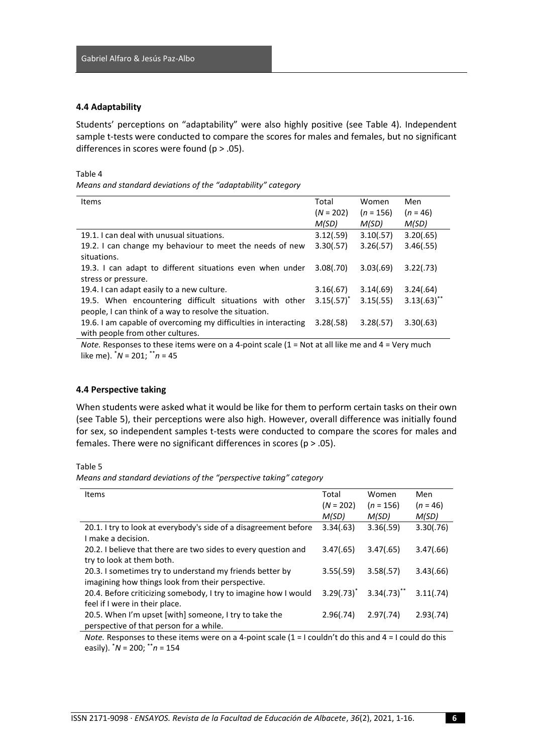### 4.4 Adaptability

Students' perceptions on "adaptability" were also highly positive (see Table 4). Independent sample t-tests were conducted to compare the scores for males and females, but no significant differences in scores were found (p > .05).

Table 4

*Means and standard deviations of the "adaptability" category*

| Items | Total ($N$ = 202) *M(SD)* | Women ($n$ = 156) *M(SD)* | Men ($n$ = 46) *M(SD)* |
|---|---|---|---|
| 19.1. I can deal with unusual situations. | 3.12(.59) | 3.10(.57) | 3.20(.65) |
| 19.2. I can change my behaviour to meet the needs of new situations. | 3.30(.57) | 3.26(.57) | 3.46(.55) |
| 19.3. I can adapt to different situations even when under stress or pressure. | 3.08(.70) | 3.03(.69) | 3.22(.73) |
| 19.4. I can adapt easily to a new culture. | 3.16(.67) | 3.14(.69) | 3.24(.64) |
| 19.5. When encountering difficult situations with other people, I can think of a way to resolve the situation. | 3.15(.57)* | 3.15(.55) | 3.13(.63)** |
| 19.6. I am capable of overcoming my difficulties in interacting with people from other cultures. | 3.28(.58) | 3.28(.57) | 3.30(.63) |

*Note.* Responses to these items were on a 4-point scale (1 = Not at all like me and 4 = Very much like me). *$N$ = 201; **$n$ = 45

### 4.4 Perspective taking

When students were asked what it would be like for them to perform certain tasks on their own (see Table 5), their perceptions were also high. However, overall difference was initially found for sex, so independent samples t-tests were conducted to compare the scores for males and females. There were no significant differences in scores (p > .05).

Table 5

*Means and standard deviations of the "perspective taking" category*

| Items | Total ($N$ = 202) *M(SD)* | Women ($n$ = 156) *M(SD)* | Men ($n$ = 46) *M(SD)* |
|---|---|---|---|
| 20.1. I try to look at everybody's side of a disagreement before I make a decision. | 3.34(.63) | 3.36(.59) | 3.30(.76) |
| 20.2. I believe that there are two sides to every question and try to look at them both. | 3.47(.65) | 3.47(.65) | 3.47(.66) |
| 20.3. I sometimes try to understand my friends better by imagining how things look from their perspective. | 3.55(.59) | 3.58(.57) | 3.43(.66) |
| 20.4. Before criticizing somebody, I try to imagine how I would feel if I were in their place. | 3.29(.73)* | 3.34(.73)** | 3.11(.74) |
| 20.5. When I'm upset [with] someone, I try to take the perspective of that person for a while. | 2.96(.74) | 2.97(.74) | 2.93(.74) |

*Note.* Responses to these items were on a 4-point scale (1 = I couldn't do this and 4 = I could do this easily). *$N$ = 200; **$n$ = 154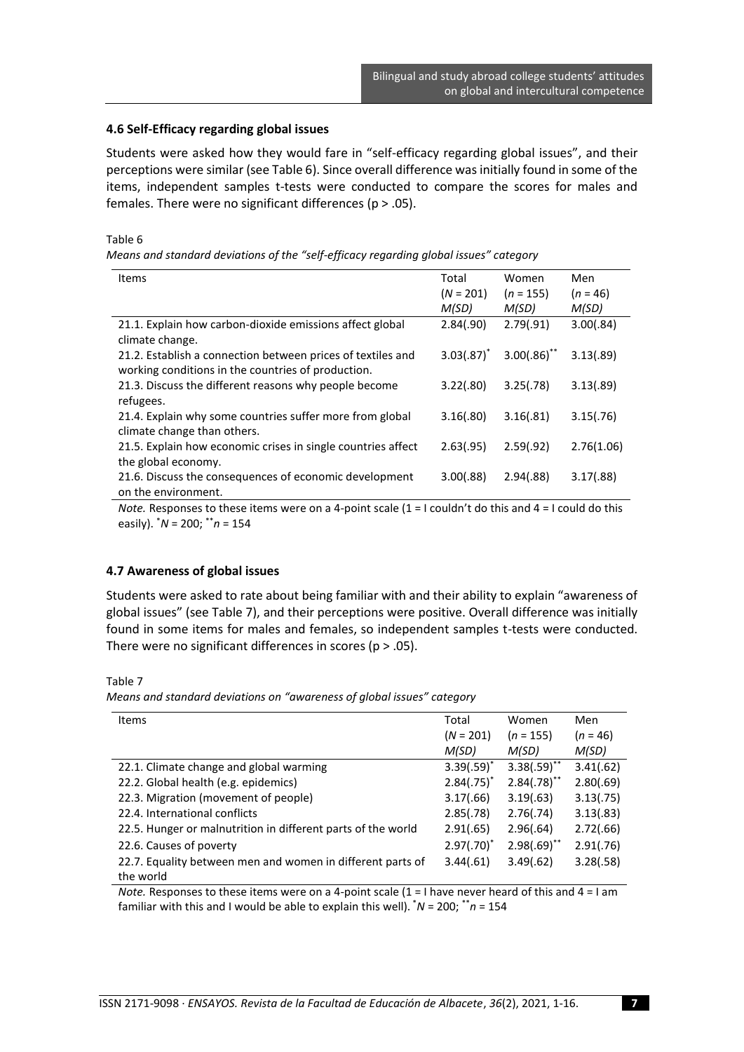### 4.6 Self-Efficacy regarding global issues

Students were asked how they would fare in "self-efficacy regarding global issues", and their perceptions were similar (see Table 6). Since overall difference was initially found in some of the items, independent samples t-tests were conducted to compare the scores for males and females. There were no significant differences ($p > .05$).

Table 6

*Means and standard deviations of the "self-efficacy regarding global issues" category*

| Items | Total ($N$ = 201) $M(SD)$ | Women ($n$ = 155) $M(SD)$ | Men ($n$ = 46) $M(SD)$ |
|---|---|---|---|
| 21.1. Explain how carbon-dioxide emissions affect global climate change. | 2.84(.90) | 2.79(.91) | 3.00(.84) |
| 21.2. Establish a connection between prices of textiles and working conditions in the countries of production. | 3.03(.87)* | 3.00(.86)** | 3.13(.89) |
| 21.3. Discuss the different reasons why people become refugees. | 3.22(.80) | 3.25(.78) | 3.13(.89) |
| 21.4. Explain why some countries suffer more from global climate change than others. | 3.16(.80) | 3.16(.81) | 3.15(.76) |
| 21.5. Explain how economic crises in single countries affect the global economy. | 2.63(.95) | 2.59(.92) | 2.76(1.06) |
| 21.6. Discuss the consequences of economic development on the environment. | 3.00(.88) | 2.94(.88) | 3.17(.88) |

*Note.* Responses to these items were on a 4-point scale (1 = I couldn't do this and 4 = I could do this easily). *$N$ = 200; **$n$ = 154

### 4.7 Awareness of global issues

Students were asked to rate about being familiar with and their ability to explain "awareness of global issues" (see Table 7), and their perceptions were positive. Overall difference was initially found in some items for males and females, so independent samples t-tests were conducted. There were no significant differences in scores ($p > .05$).

Table 7

*Means and standard deviations on "awareness of global issues" category*

| Items | Total ($N$ = 201) $M(SD)$ | Women ($n$ = 155) $M(SD)$ | Men ($n$ = 46) $M(SD)$ |
|---|---|---|---|
| 22.1. Climate change and global warming | 3.39(.59)* | 3.38(.59)** | 3.41(.62) |
| 22.2. Global health (e.g. epidemics) | 2.84(.75)* | 2.84(.78)** | 2.80(.69) |
| 22.3. Migration (movement of people) | 3.17(.66) | 3.19(.63) | 3.13(.75) |
| 22.4. International conflicts | 2.85(.78) | 2.76(.74) | 3.13(.83) |
| 22.5. Hunger or malnutrition in different parts of the world | 2.91(.65) | 2.96(.64) | 2.72(.66) |
| 22.6. Causes of poverty | 2.97(.70)* | 2.98(.69)** | 2.91(.76) |
| 22.7. Equality between men and women in different parts of the world | 3.44(.61) | 3.49(.62) | 3.28(.58) |

*Note.* Responses to these items were on a 4-point scale (1 = I have never heard of this and 4 = I am familiar with this and I would be able to explain this well). *$N$ = 200; **$n$ = 154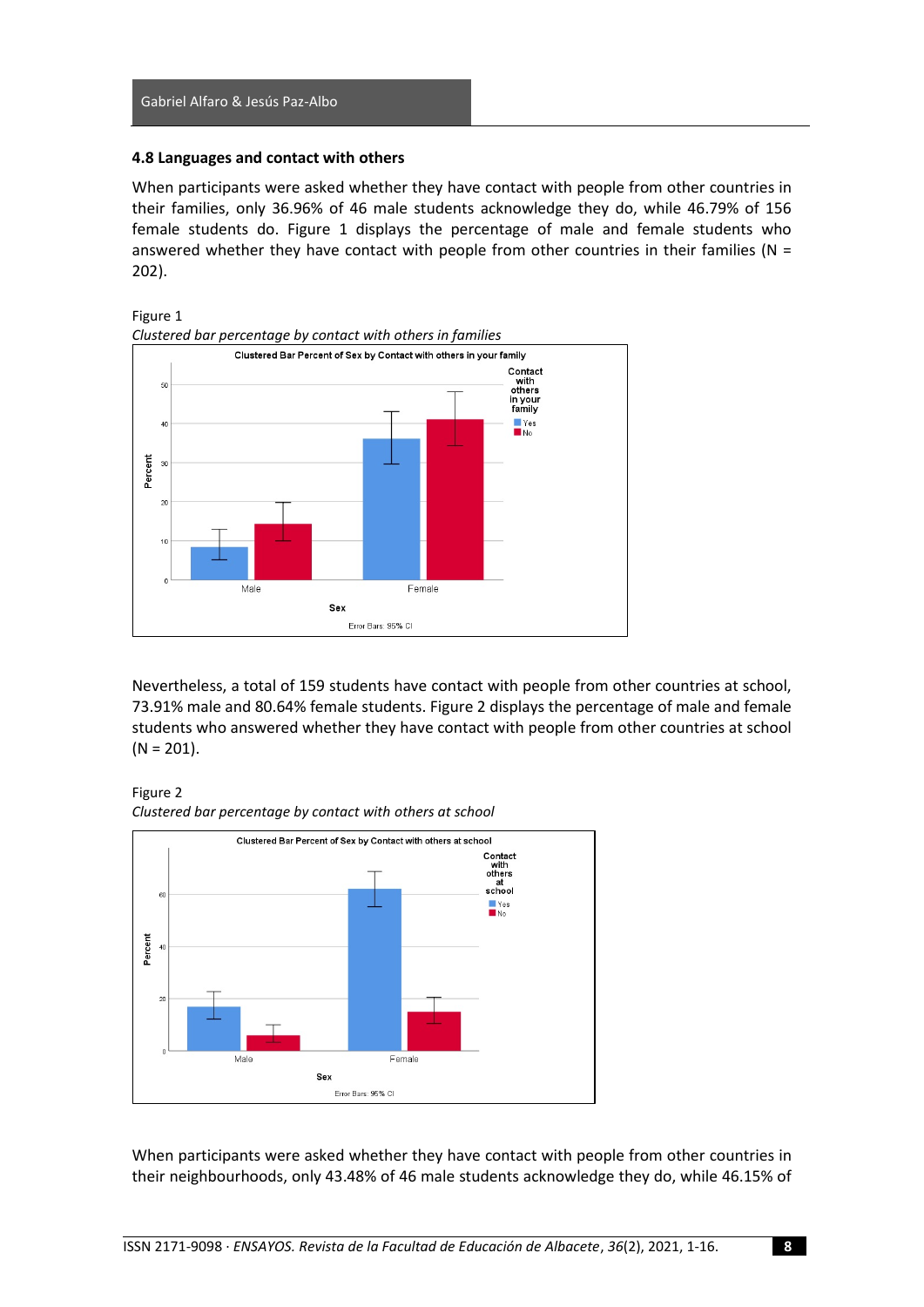### 4.8 Languages and contact with others

When participants were asked whether they have contact with people from other countries in their families, only 36.96% of 46 male students acknowledge they do, while 46.79% of 156 female students do. Figure 1 displays the percentage of male and female students who answered whether they have contact with people from other countries in their families (N = 202).

Figure 1

*Clustered bar percentage by contact with others in families*

Nevertheless, a total of 159 students have contact with people from other countries at school, 73.91% male and 80.64% female students. Figure 2 displays the percentage of male and female students who answered whether they have contact with people from other countries at school (N = 201).

Figure 2

*Clustered bar percentage by contact with others at school*

When participants were asked whether they have contact with people from other countries in their neighbourhoods, only 43.48% of 46 male students acknowledge they do, while 46.15% of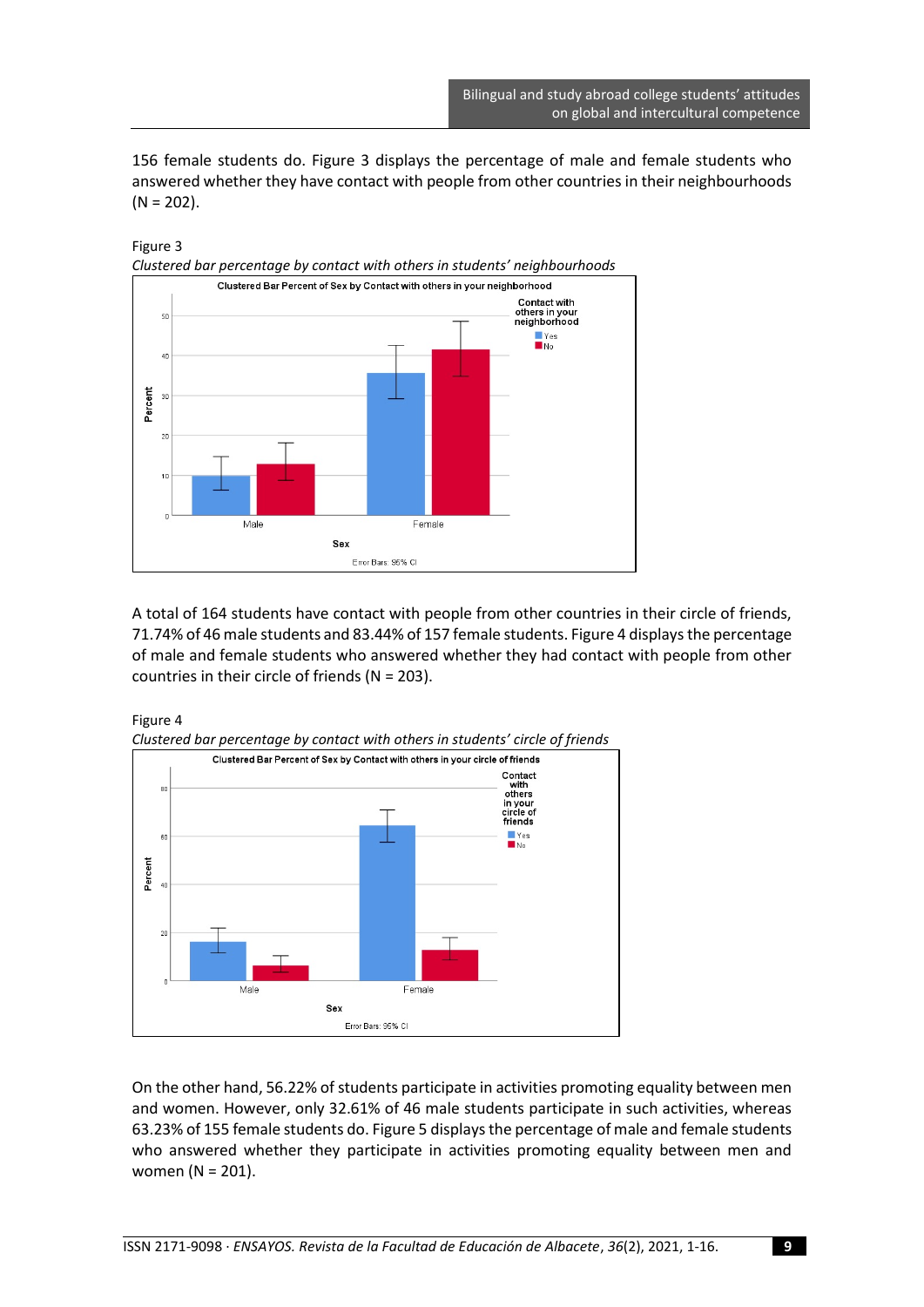156 female students do. Figure 3 displays the percentage of male and female students who answered whether they have contact with people from other countries in their neighbourhoods (N = 202).

Figure 3

*Clustered bar percentage by contact with others in students' neighbourhoods*

A total of 164 students have contact with people from other countries in their circle of friends, 71.74% of 46 male students and 83.44% of 157 female students. Figure 4 displays the percentage of male and female students who answered whether they had contact with people from other countries in their circle of friends (N = 203).

Figure 4

*Clustered bar percentage by contact with others in students' circle of friends*

On the other hand, 56.22% of students participate in activities promoting equality between men and women. However, only 32.61% of 46 male students participate in such activities, whereas 63.23% of 155 female students do. Figure 5 displays the percentage of male and female students who answered whether they participate in activities promoting equality between men and women (N = 201).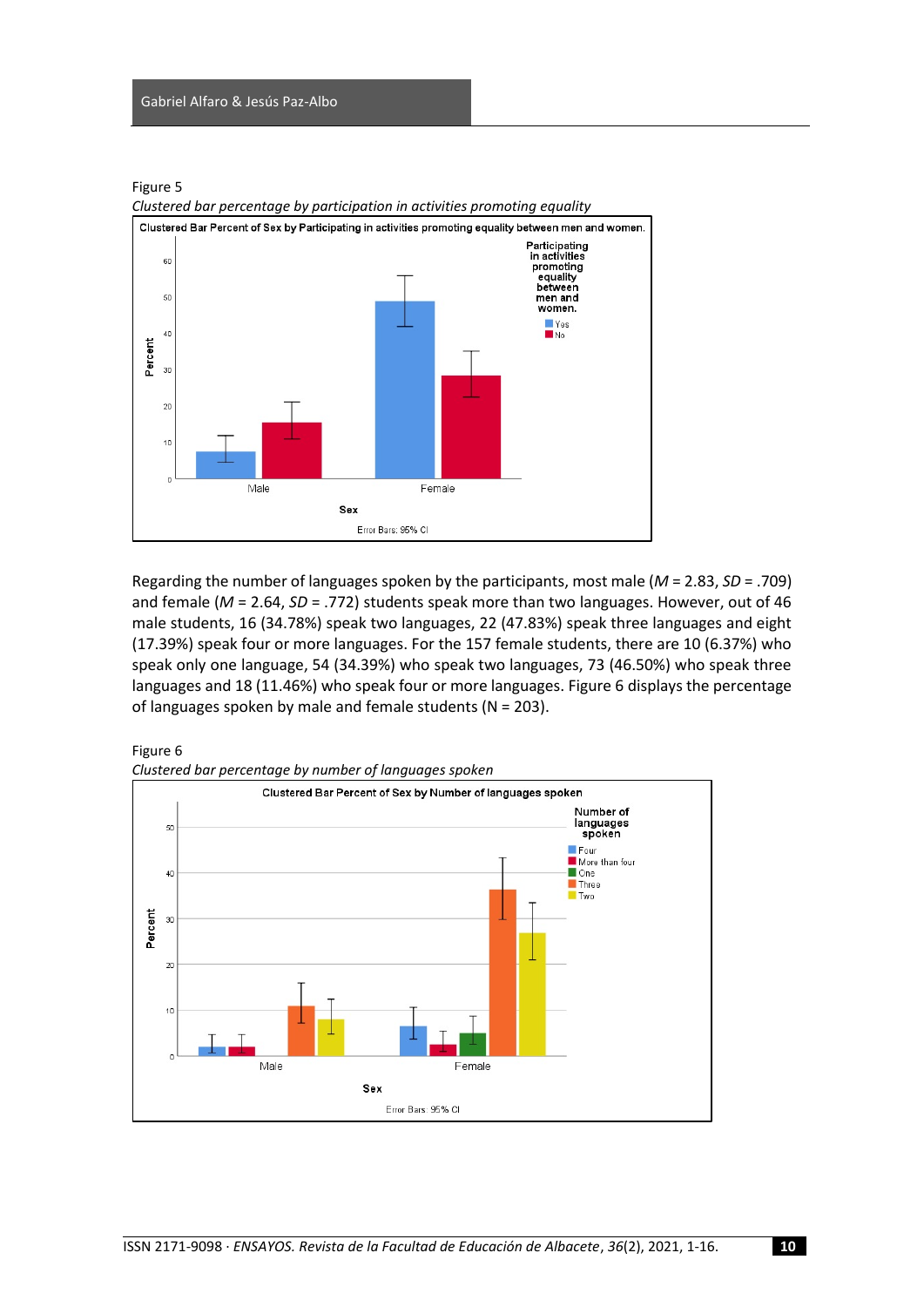Figure 5

*Clustered bar percentage by participation in activities promoting equality*

Figure 6

*Clustered bar percentage by number of languages spoken*

Regarding the number of languages spoken by the participants, most male ($M$ = 2.83, $SD$ = .709) and female ($M$ = 2.64, $SD$ = .772) students speak more than two languages. However, out of 46 male students, 16 (34.78%) speak two languages, 22 (47.83%) speak three languages and eight (17.39%) speak four or more languages. For the 157 female students, there are 10 (6.37%) who speak only one language, 54 (34.39%) who speak two languages, 73 (46.50%) who speak three languages and 18 (11.46%) who speak four or more languages. Figure 6 displays the percentage of languages spoken by male and female students (N = 203).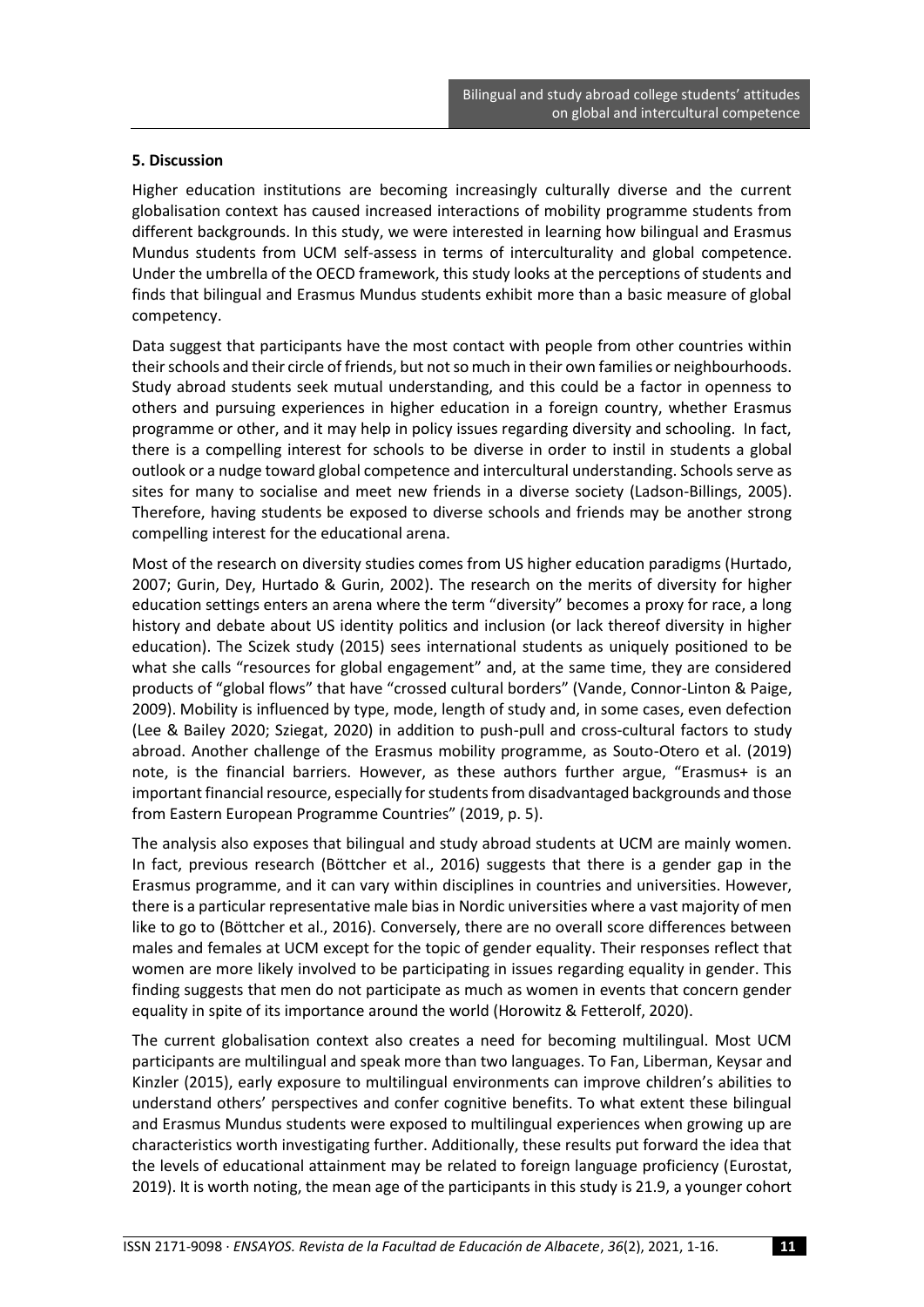## 5. Discussion

Higher education institutions are becoming increasingly culturally diverse and the current globalisation context has caused increased interactions of mobility programme students from different backgrounds. In this study, we were interested in learning how bilingual and Erasmus Mundus students from UCM self-assess in terms of interculturality and global competence. Under the umbrella of the OECD framework, this study looks at the perceptions of students and finds that bilingual and Erasmus Mundus students exhibit more than a basic measure of global competency.

Data suggest that participants have the most contact with people from other countries within their schools and their circle of friends, but not so much in their own families or neighbourhoods. Study abroad students seek mutual understanding, and this could be a factor in openness to others and pursuing experiences in higher education in a foreign country, whether Erasmus programme or other, and it may help in policy issues regarding diversity and schooling. In fact, there is a compelling interest for schools to be diverse in order to instil in students a global outlook or a nudge toward global competence and intercultural understanding. Schools serve as sites for many to socialise and meet new friends in a diverse society (Ladson-Billings, 2005). Therefore, having students be exposed to diverse schools and friends may be another strong compelling interest for the educational arena.

Most of the research on diversity studies comes from US higher education paradigms (Hurtado, 2007; Gurin, Dey, Hurtado & Gurin, 2002). The research on the merits of diversity for higher education settings enters an arena where the term "diversity" becomes a proxy for race, a long history and debate about US identity politics and inclusion (or lack thereof diversity in higher education). The Scizek study (2015) sees international students as uniquely positioned to be what she calls "resources for global engagement" and, at the same time, they are considered products of "global flows" that have "crossed cultural borders" (Vande, Connor-Linton & Paige, 2009). Mobility is influenced by type, mode, length of study and, in some cases, even defection (Lee & Bailey 2020; Sziegat, 2020) in addition to push-pull and cross-cultural factors to study abroad. Another challenge of the Erasmus mobility programme, as Souto-Otero et al. (2019) note, is the financial barriers. However, as these authors further argue, "Erasmus+ is an important financial resource, especially for students from disadvantaged backgrounds and those from Eastern European Programme Countries" (2019, p. 5).

The analysis also exposes that bilingual and study abroad students at UCM are mainly women. In fact, previous research (Böttcher et al., 2016) suggests that there is a gender gap in the Erasmus programme, and it can vary within disciplines in countries and universities. However, there is a particular representative male bias in Nordic universities where a vast majority of men like to go to (Böttcher et al., 2016). Conversely, there are no overall score differences between males and females at UCM except for the topic of gender equality. Their responses reflect that women are more likely involved to be participating in issues regarding equality in gender. This finding suggests that men do not participate as much as women in events that concern gender equality in spite of its importance around the world (Horowitz & Fetterolf, 2020).

The current globalisation context also creates a need for becoming multilingual. Most UCM participants are multilingual and speak more than two languages. To Fan, Liberman, Keysar and Kinzler (2015), early exposure to multilingual environments can improve children's abilities to understand others' perspectives and confer cognitive benefits. To what extent these bilingual and Erasmus Mundus students were exposed to multilingual experiences when growing up are characteristics worth investigating further. Additionally, these results put forward the idea that the levels of educational attainment may be related to foreign language proficiency (Eurostat, 2019). It is worth noting, the mean age of the participants in this study is 21.9, a younger cohort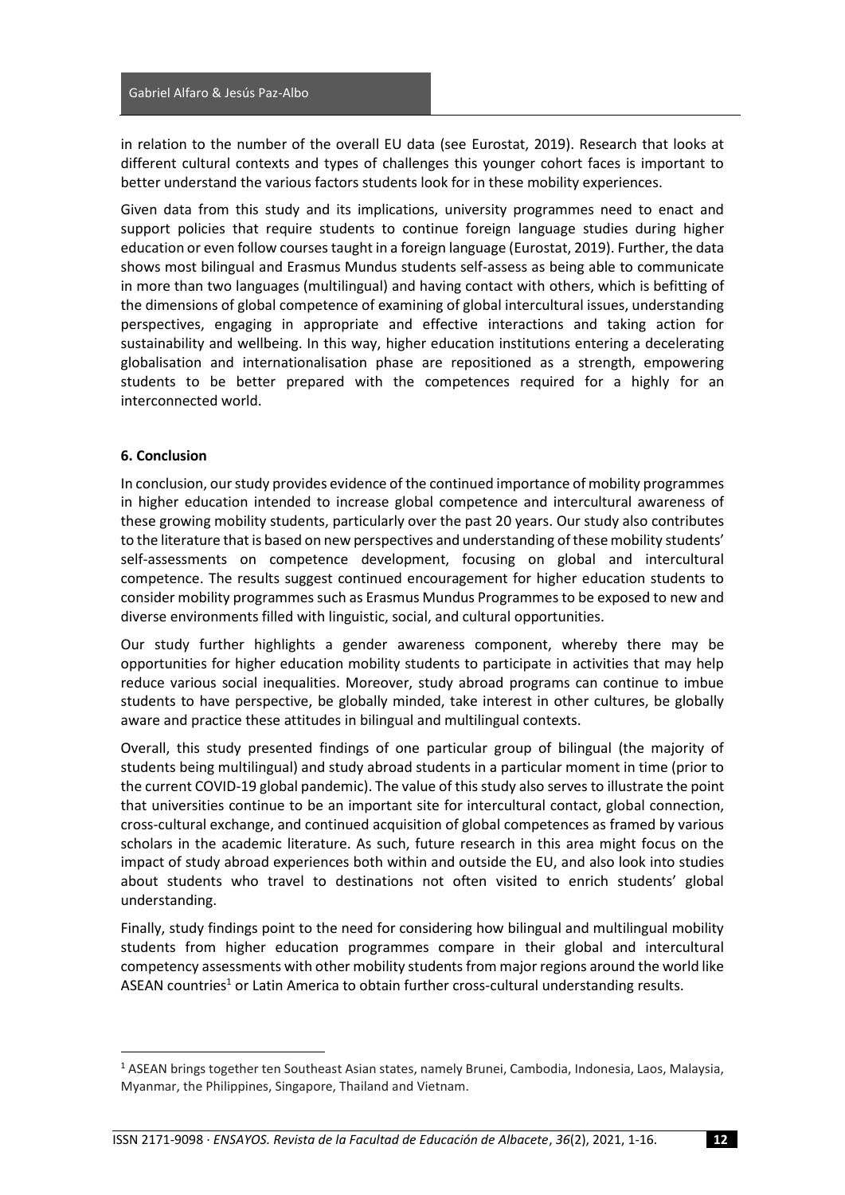in relation to the number of the overall EU data (see Eurostat, 2019). Research that looks at different cultural contexts and types of challenges this younger cohort faces is important to better understand the various factors students look for in these mobility experiences.

Given data from this study and its implications, university programmes need to enact and support policies that require students to continue foreign language studies during higher education or even follow courses taught in a foreign language (Eurostat, 2019). Further, the data shows most bilingual and Erasmus Mundus students self-assess as being able to communicate in more than two languages (multilingual) and having contact with others, which is befitting of the dimensions of global competence of examining of global intercultural issues, understanding perspectives, engaging in appropriate and effective interactions and taking action for sustainability and wellbeing. In this way, higher education institutions entering a decelerating globalisation and internationalisation phase are repositioned as a strength, empowering students to be better prepared with the competences required for a highly for an interconnected world.

## 6. Conclusion

In conclusion, our study provides evidence of the continued importance of mobility programmes in higher education intended to increase global competence and intercultural awareness of these growing mobility students, particularly over the past 20 years. Our study also contributes to the literature that is based on new perspectives and understanding of these mobility students' self-assessments on competence development, focusing on global and intercultural competence. The results suggest continued encouragement for higher education students to consider mobility programmes such as Erasmus Mundus Programmes to be exposed to new and diverse environments filled with linguistic, social, and cultural opportunities.

Our study further highlights a gender awareness component, whereby there may be opportunities for higher education mobility students to participate in activities that may help reduce various social inequalities. Moreover, study abroad programs can continue to imbue students to have perspective, be globally minded, take interest in other cultures, be globally aware and practice these attitudes in bilingual and multilingual contexts.

Overall, this study presented findings of one particular group of bilingual (the majority of students being multilingual) and study abroad students in a particular moment in time (prior to the current COVID-19 global pandemic). The value of this study also serves to illustrate the point that universities continue to be an important site for intercultural contact, global connection, cross-cultural exchange, and continued acquisition of global competences as framed by various scholars in the academic literature. As such, future research in this area might focus on the impact of study abroad experiences both within and outside the EU, and also look into studies about students who travel to destinations not often visited to enrich students' global understanding.

Finally, study findings point to the need for considering how bilingual and multilingual mobility students from higher education programmes compare in their global and intercultural competency assessments with other mobility students from major regions around the world like ASEAN countries[1] or Latin America to obtain further cross-cultural understanding results.

---

[1] ASEAN brings together ten Southeast Asian states, namely Brunei, Cambodia, Indonesia, Laos, Malaysia, Myanmar, the Philippines, Singapore, Thailand and Vietnam.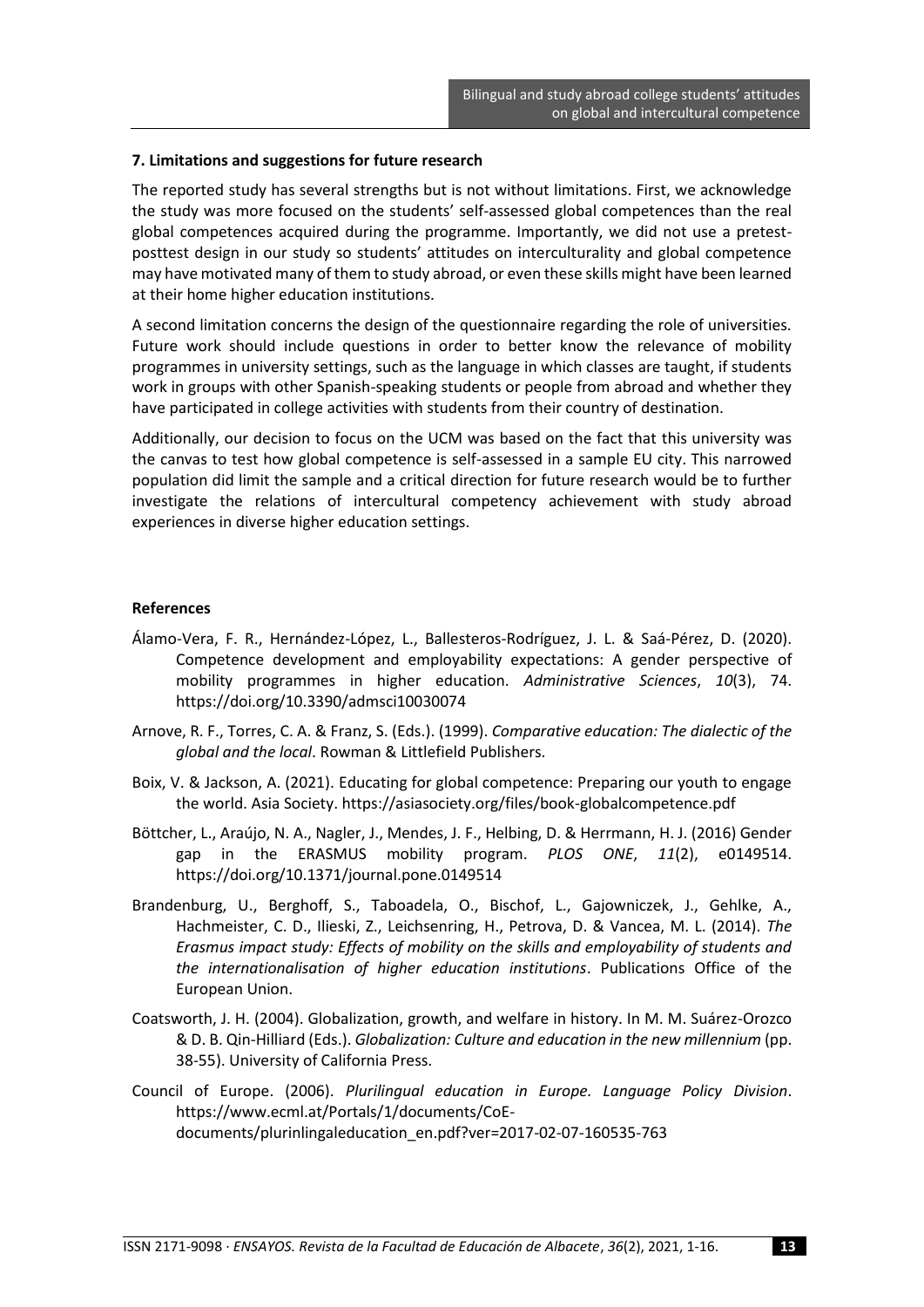## 7. Limitations and suggestions for future research

The reported study has several strengths but is not without limitations. First, we acknowledge the study was more focused on the students' self-assessed global competences than the real global competences acquired during the programme. Importantly, we did not use a pretest-posttest design in our study so students' attitudes on interculturality and global competence may have motivated many of them to study abroad, or even these skills might have been learned at their home higher education institutions.

A second limitation concerns the design of the questionnaire regarding the role of universities. Future work should include questions in order to better know the relevance of mobility programmes in university settings, such as the language in which classes are taught, if students work in groups with other Spanish-speaking students or people from abroad and whether they have participated in college activities with students from their country of destination.

Additionally, our decision to focus on the UCM was based on the fact that this university was the canvas to test how global competence is self-assessed in a sample EU city. This narrowed population did limit the sample and a critical direction for future research would be to further investigate the relations of intercultural competency achievement with study abroad experiences in diverse higher education settings.

## References

Álamo-Vera, F. R., Hernández-López, L., Ballesteros-Rodríguez, J. L. & Saá-Pérez, D. (2020). Competence development and employability expectations: A gender perspective of mobility programmes in higher education. *Administrative Sciences*, *10*(3), 74. https://doi.org/10.3390/admsci10030074

Arnove, R. F., Torres, C. A. & Franz, S. (Eds.). (1999). *Comparative education: The dialectic of the global and the local*. Rowman & Littlefield Publishers.

Boix, V. & Jackson, A. (2021). Educating for global competence: Preparing our youth to engage the world. Asia Society. https://asiasociety.org/files/book-globalcompetence.pdf

Böttcher, L., Araújo, N. A., Nagler, J., Mendes, J. F., Helbing, D. & Herrmann, H. J. (2016) Gender gap in the ERASMUS mobility program. *PLOS ONE*, *11*(2), e0149514. https://doi.org/10.1371/journal.pone.0149514

Brandenburg, U., Berghoff, S., Taboadela, O., Bischof, L., Gajowniczek, J., Gehlke, A., Hachmeister, C. D., Ilieski, Z., Leichsenring, H., Petrova, D. & Vancea, M. L. (2014). *The Erasmus impact study: Effects of mobility on the skills and employability of students and the internationalisation of higher education institutions*. Publications Office of the European Union.

Coatsworth, J. H. (2004). Globalization, growth, and welfare in history. In M. M. Suárez-Orozco & D. B. Qin-Hilliard (Eds.). *Globalization: Culture and education in the new millennium* (pp. 38-55). University of California Press.

Council of Europe. (2006). *Plurilingual education in Europe. Language Policy Division*. https://www.ecml.at/Portals/1/documents/CoE-documents/plurinlingaleducation_en.pdf?ver=2017-02-07-160535-763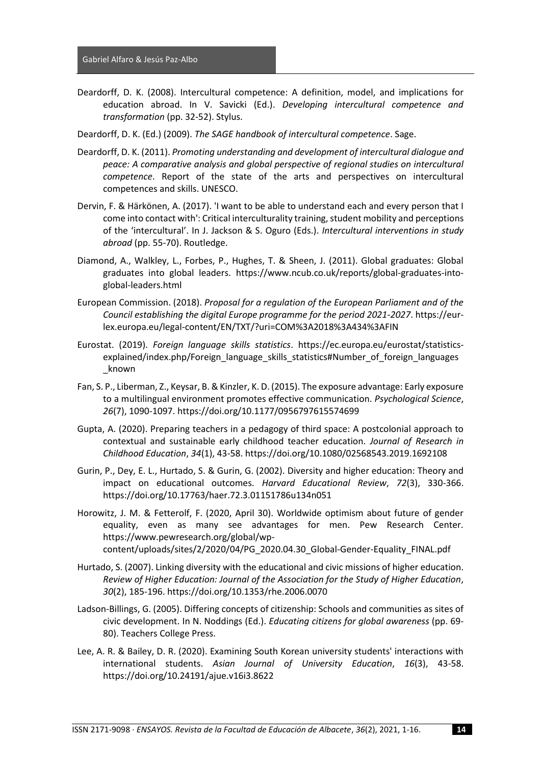Deardorff, D. K. (2008). Intercultural competence: A definition, model, and implications for education abroad. In V. Savicki (Ed.). *Developing intercultural competence and transformation* (pp. 32-52). Stylus.

Deardorff, D. K. (Ed.) (2009). *The SAGE handbook of intercultural competence*. Sage.

Deardorff, D. K. (2011). *Promoting understanding and development of intercultural dialogue and peace: A comparative analysis and global perspective of regional studies on intercultural competence*. Report of the state of the arts and perspectives on intercultural competences and skills. UNESCO.

Dervin, F. & Härkönen, A. (2017). 'I want to be able to understand each and every person that I come into contact with': Critical interculturality training, student mobility and perceptions of the 'intercultural'. In J. Jackson & S. Oguro (Eds.). *Intercultural interventions in study abroad* (pp. 55-70). Routledge.

Diamond, A., Walkley, L., Forbes, P., Hughes, T. & Sheen, J. (2011). Global graduates: Global graduates into global leaders. https://www.ncub.co.uk/reports/global-graduates-into-global-leaders.html

European Commission. (2018). *Proposal for a regulation of the European Parliament and of the Council establishing the digital Europe programme for the period 2021-2027*. https://eur-lex.europa.eu/legal-content/EN/TXT/?uri=COM%3A2018%3A434%3AFIN

Eurostat. (2019). *Foreign language skills statistics*. https://ec.europa.eu/eurostat/statistics-explained/index.php/Foreign_language_skills_statistics#Number_of_foreign_languages_known

Fan, S. P., Liberman, Z., Keysar, B. & Kinzler, K. D. (2015). The exposure advantage: Early exposure to a multilingual environment promotes effective communication. *Psychological Science*, *26*(7), 1090-1097. https://doi.org/10.1177/0956797615574699

Gupta, A. (2020). Preparing teachers in a pedagogy of third space: A postcolonial approach to contextual and sustainable early childhood teacher education. *Journal of Research in Childhood Education*, *34*(1), 43-58. https://doi.org/10.1080/02568543.2019.1692108

Gurin, P., Dey, E. L., Hurtado, S. & Gurin, G. (2002). Diversity and higher education: Theory and impact on educational outcomes. *Harvard Educational Review*, *72*(3), 330-366. https://doi.org/10.17763/haer.72.3.01151786u134n051

Horowitz, J. M. & Fetterolf, F. (2020, April 30). Worldwide optimism about future of gender equality, even as many see advantages for men. Pew Research Center. https://www.pewresearch.org/global/wp-content/uploads/sites/2/2020/04/PG_2020.04.30_Global-Gender-Equality_FINAL.pdf

Hurtado, S. (2007). Linking diversity with the educational and civic missions of higher education. *Review of Higher Education: Journal of the Association for the Study of Higher Education*, *30*(2), 185-196. https://doi.org/10.1353/rhe.2006.0070

Ladson-Billings, G. (2005). Differing concepts of citizenship: Schools and communities as sites of civic development. In N. Noddings (Ed.). *Educating citizens for global awareness* (pp. 69-80). Teachers College Press.

Lee, A. R. & Bailey, D. R. (2020). Examining South Korean university students' interactions with international students. *Asian Journal of University Education*, *16*(3), 43-58. https://doi.org/10.24191/ajue.v16i3.8622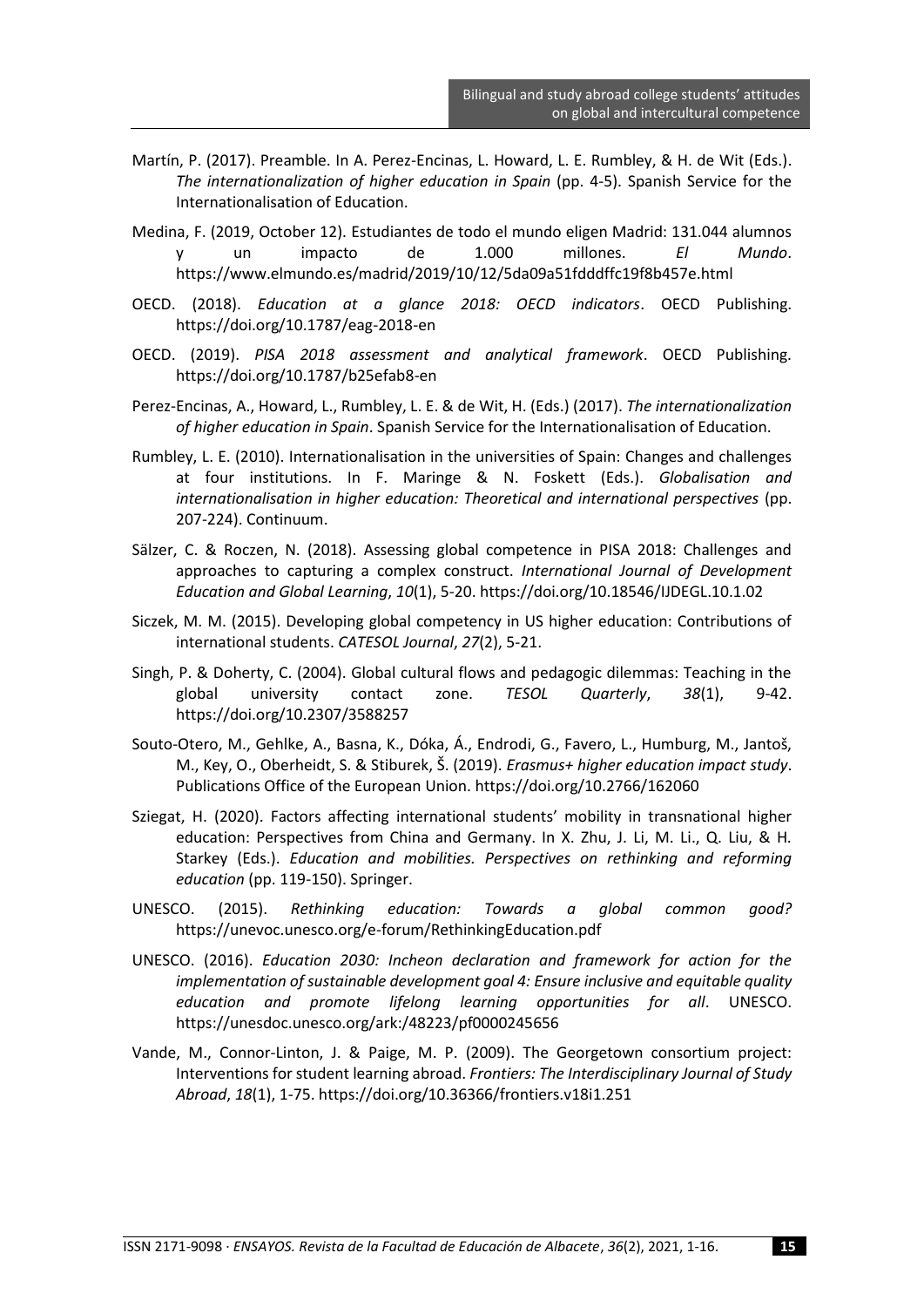Martín, P. (2017). Preamble. In A. Perez-Encinas, L. Howard, L. E. Rumbley, & H. de Wit (Eds.). *The internationalization of higher education in Spain* (pp. 4-5). Spanish Service for the Internationalisation of Education.

Medina, F. (2019, October 12). Estudiantes de todo el mundo eligen Madrid: 131.044 alumnos y un impacto de 1.000 millones. *El Mundo*. https://www.elmundo.es/madrid/2019/10/12/5da09a51fdddffc19f8b457e.html

OECD. (2018). *Education at a glance 2018: OECD indicators*. OECD Publishing. https://doi.org/10.1787/eag-2018-en

OECD. (2019). *PISA 2018 assessment and analytical framework*. OECD Publishing. https://doi.org/10.1787/b25efab8-en

Perez-Encinas, A., Howard, L., Rumbley, L. E. & de Wit, H. (Eds.) (2017). *The internationalization of higher education in Spain*. Spanish Service for the Internationalisation of Education.

Rumbley, L. E. (2010). Internationalisation in the universities of Spain: Changes and challenges at four institutions. In F. Maringe & N. Foskett (Eds.). *Globalisation and internationalisation in higher education: Theoretical and international perspectives* (pp. 207-224). Continuum.

Sälzer, C. & Roczen, N. (2018). Assessing global competence in PISA 2018: Challenges and approaches to capturing a complex construct. *International Journal of Development Education and Global Learning*, *10*(1), 5-20. https://doi.org/10.18546/IJDEGL.10.1.02

Siczek, M. M. (2015). Developing global competency in US higher education: Contributions of international students. *CATESOL Journal*, *27*(2), 5-21.

Singh, P. & Doherty, C. (2004). Global cultural flows and pedagogic dilemmas: Teaching in the global university contact zone. *TESOL Quarterly*, *38*(1), 9-42. https://doi.org/10.2307/3588257

Souto-Otero, M., Gehlke, A., Basna, K., Dóka, Á., Endrodi, G., Favero, L., Humburg, M., Jantoš, M., Key, O., Oberheidt, S. & Stiburek, Š. (2019). *Erasmus+ higher education impact study*. Publications Office of the European Union. https://doi.org/10.2766/162060

Sziegat, H. (2020). Factors affecting international students' mobility in transnational higher education: Perspectives from China and Germany. In X. Zhu, J. Li, M. Li., Q. Liu, & H. Starkey (Eds.). *Education and mobilities. Perspectives on rethinking and reforming education* (pp. 119-150). Springer.

UNESCO. (2015). *Rethinking education: Towards a global common good?* https://unevoc.unesco.org/e-forum/RethinkingEducation.pdf

UNESCO. (2016). *Education 2030: Incheon declaration and framework for action for the implementation of sustainable development goal 4: Ensure inclusive and equitable quality education and promote lifelong learning opportunities for all*. UNESCO. https://unesdoc.unesco.org/ark:/48223/pf0000245656

Vande, M., Connor-Linton, J. & Paige, M. P. (2009). The Georgetown consortium project: Interventions for student learning abroad. *Frontiers: The Interdisciplinary Journal of Study Abroad*, *18*(1), 1-75. https://doi.org/10.36366/frontiers.v18i1.251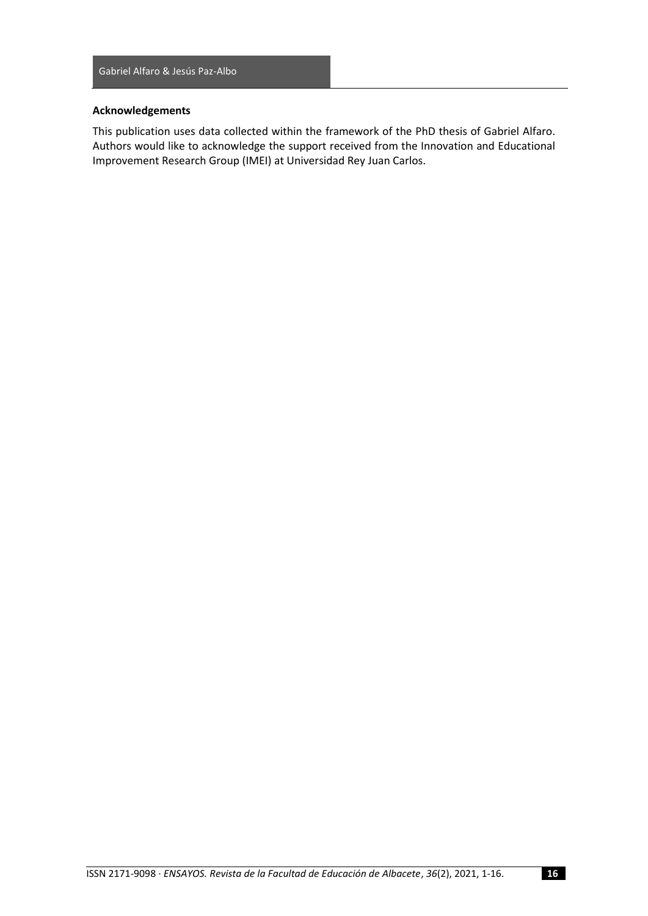**Acknowledgements**

This publication uses data collected within the framework of the PhD thesis of Gabriel Alfaro. Authors would like to acknowledge the support received from the Innovation and Educational Improvement Research Group (IMEI) at Universidad Rey Juan Carlos.